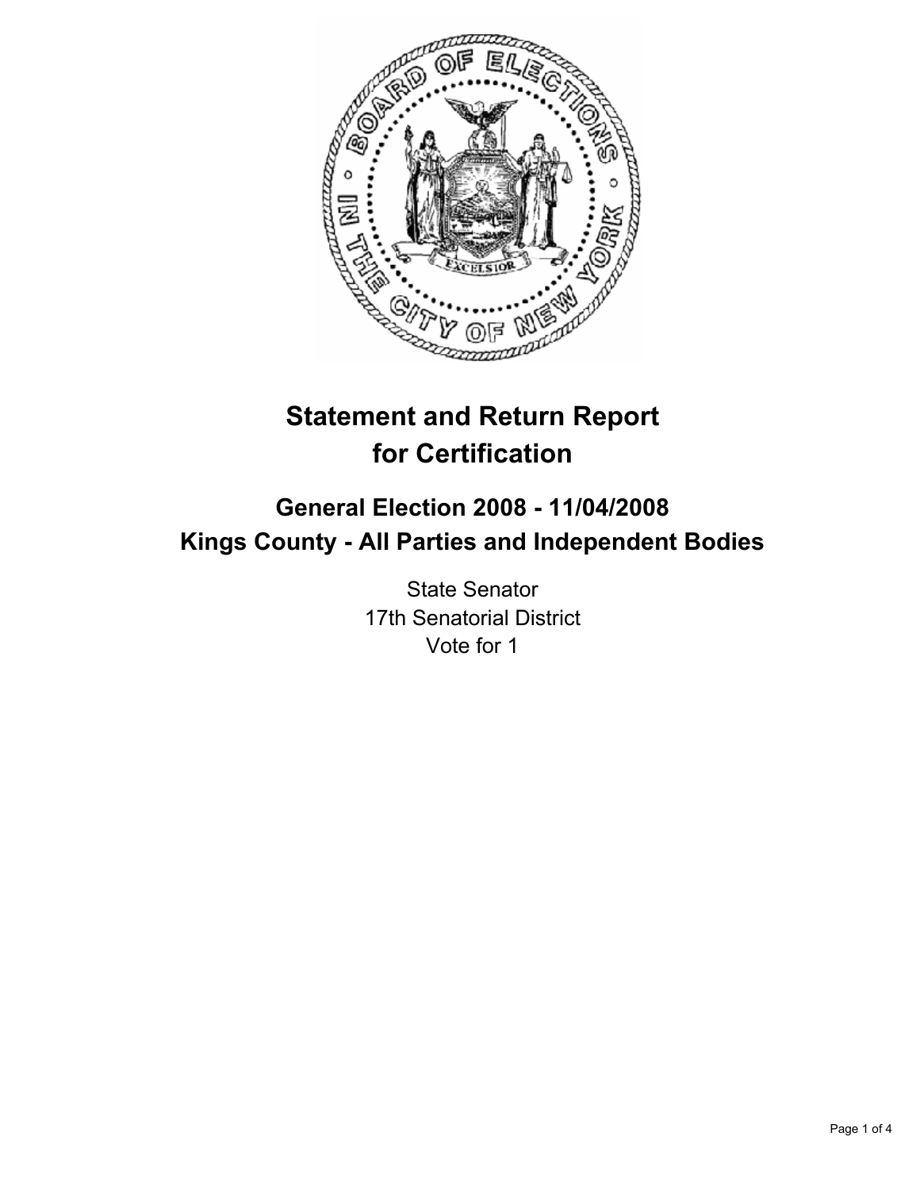# Statement and Return Report for Certification

## General Election 2008 - 11/04/2008
## Kings County - All Parties and Independent Bodies

State Senator
17th Senatorial District
Vote for 1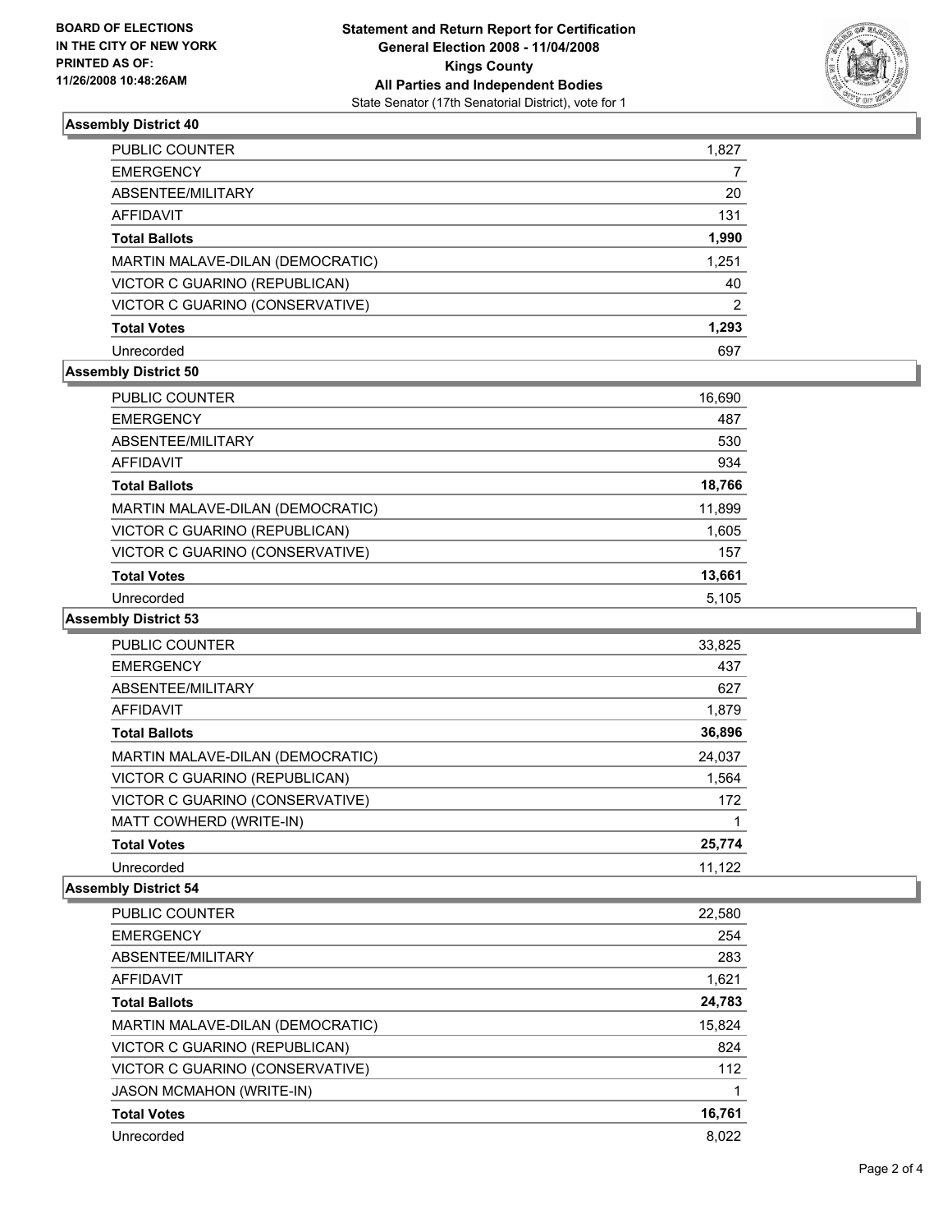**BOARD OF ELECTIONS IN THE CITY OF NEW YORK PRINTED AS OF: 11/26/2008 10:48:26AM**

**Statement and Return Report for Certification General Election 2008 - 11/04/2008 Kings County All Parties and Independent Bodies**

State Senator (17th Senatorial District), vote for 1

### Assembly District 40

| | |
|---|---|
| PUBLIC COUNTER | 1,827 |
| EMERGENCY | 7 |
| ABSENTEE/MILITARY | 20 |
| AFFIDAVIT | 131 |
| **Total Ballots** | **1,990** |
| MARTIN MALAVE-DILAN (DEMOCRATIC) | 1,251 |
| VICTOR C GUARINO (REPUBLICAN) | 40 |
| VICTOR C GUARINO (CONSERVATIVE) | 2 |
| **Total Votes** | **1,293** |
| Unrecorded | 697 |

### Assembly District 50

| | |
|---|---|
| PUBLIC COUNTER | 16,690 |
| EMERGENCY | 487 |
| ABSENTEE/MILITARY | 530 |
| AFFIDAVIT | 934 |
| **Total Ballots** | **18,766** |
| MARTIN MALAVE-DILAN (DEMOCRATIC) | 11,899 |
| VICTOR C GUARINO (REPUBLICAN) | 1,605 |
| VICTOR C GUARINO (CONSERVATIVE) | 157 |
| **Total Votes** | **13,661** |
| Unrecorded | 5,105 |

### Assembly District 53

| | |
|---|---|
| PUBLIC COUNTER | 33,825 |
| EMERGENCY | 437 |
| ABSENTEE/MILITARY | 627 |
| AFFIDAVIT | 1,879 |
| **Total Ballots** | **36,896** |
| MARTIN MALAVE-DILAN (DEMOCRATIC) | 24,037 |
| VICTOR C GUARINO (REPUBLICAN) | 1,564 |
| VICTOR C GUARINO (CONSERVATIVE) | 172 |
| MATT COWHERD (WRITE-IN) | 1 |
| **Total Votes** | **25,774** |
| Unrecorded | 11,122 |

### Assembly District 54

| | |
|---|---|
| PUBLIC COUNTER | 22,580 |
| EMERGENCY | 254 |
| ABSENTEE/MILITARY | 283 |
| AFFIDAVIT | 1,621 |
| **Total Ballots** | **24,783** |
| MARTIN MALAVE-DILAN (DEMOCRATIC) | 15,824 |
| VICTOR C GUARINO (REPUBLICAN) | 824 |
| VICTOR C GUARINO (CONSERVATIVE) | 112 |
| JASON MCMAHON (WRITE-IN) | 1 |
| **Total Votes** | **16,761** |
| Unrecorded | 8,022 |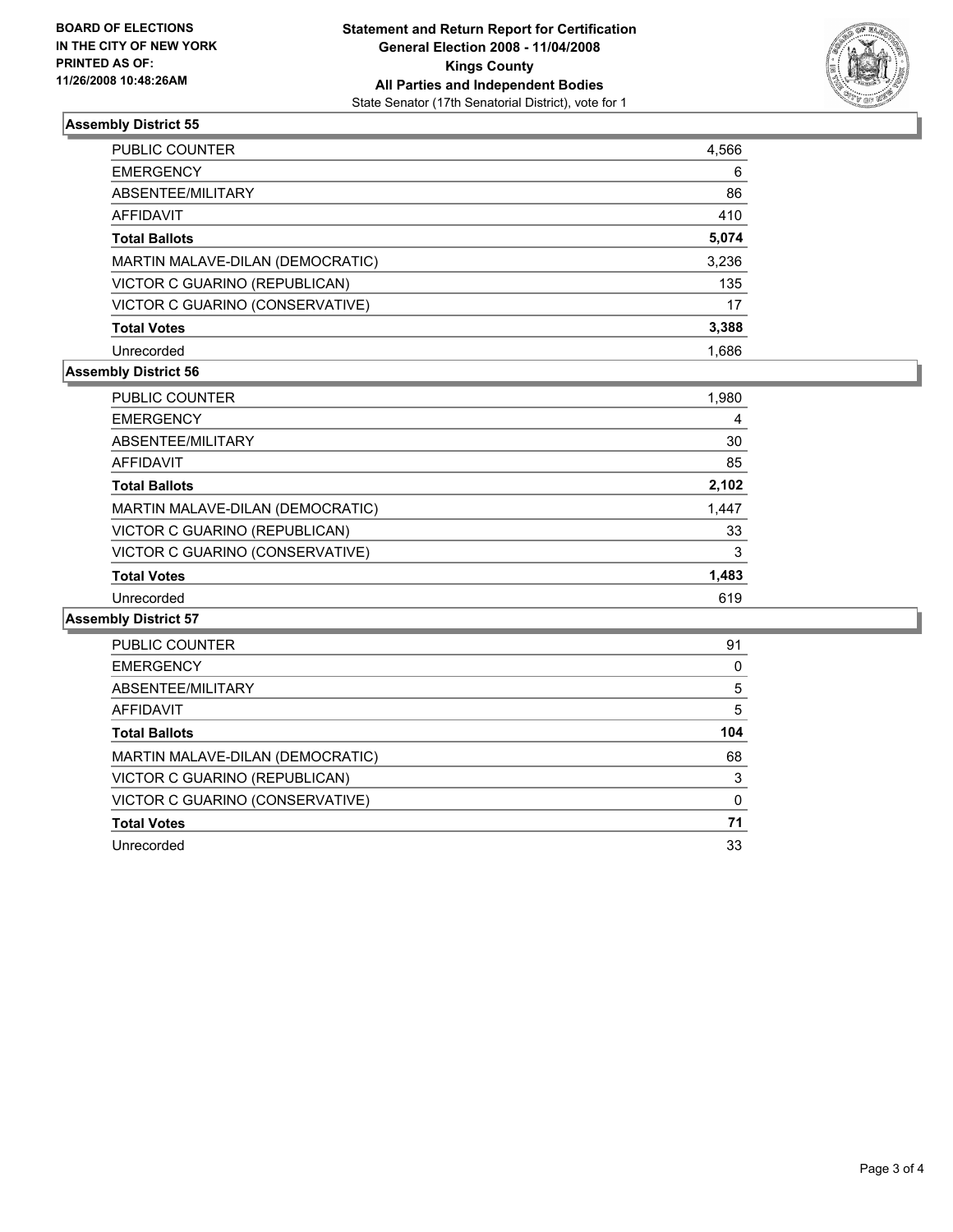**BOARD OF ELECTIONS IN THE CITY OF NEW YORK PRINTED AS OF: 11/26/2008 10:48:26AM**

**Statement and Return Report for Certification General Election 2008 - 11/04/2008 Kings County All Parties and Independent Bodies**

State Senator (17th Senatorial District), vote for 1

### Assembly District 55

| | |
|---|---|
| PUBLIC COUNTER | 4,566 |
| EMERGENCY | 6 |
| ABSENTEE/MILITARY | 86 |
| AFFIDAVIT | 410 |
| **Total Ballots** | **5,074** |
| MARTIN MALAVE-DILAN (DEMOCRATIC) | 3,236 |
| VICTOR C GUARINO (REPUBLICAN) | 135 |
| VICTOR C GUARINO (CONSERVATIVE) | 17 |
| **Total Votes** | **3,388** |
| Unrecorded | 1,686 |

### Assembly District 56

| | |
|---|---|
| PUBLIC COUNTER | 1,980 |
| EMERGENCY | 4 |
| ABSENTEE/MILITARY | 30 |
| AFFIDAVIT | 85 |
| **Total Ballots** | **2,102** |
| MARTIN MALAVE-DILAN (DEMOCRATIC) | 1,447 |
| VICTOR C GUARINO (REPUBLICAN) | 33 |
| VICTOR C GUARINO (CONSERVATIVE) | 3 |
| **Total Votes** | **1,483** |
| Unrecorded | 619 |

### Assembly District 57

| | |
|---|---|
| PUBLIC COUNTER | 91 |
| EMERGENCY | 0 |
| ABSENTEE/MILITARY | 5 |
| AFFIDAVIT | 5 |
| **Total Ballots** | **104** |
| MARTIN MALAVE-DILAN (DEMOCRATIC) | 68 |
| VICTOR C GUARINO (REPUBLICAN) | 3 |
| VICTOR C GUARINO (CONSERVATIVE) | 0 |
| **Total Votes** | **71** |
| Unrecorded | 33 |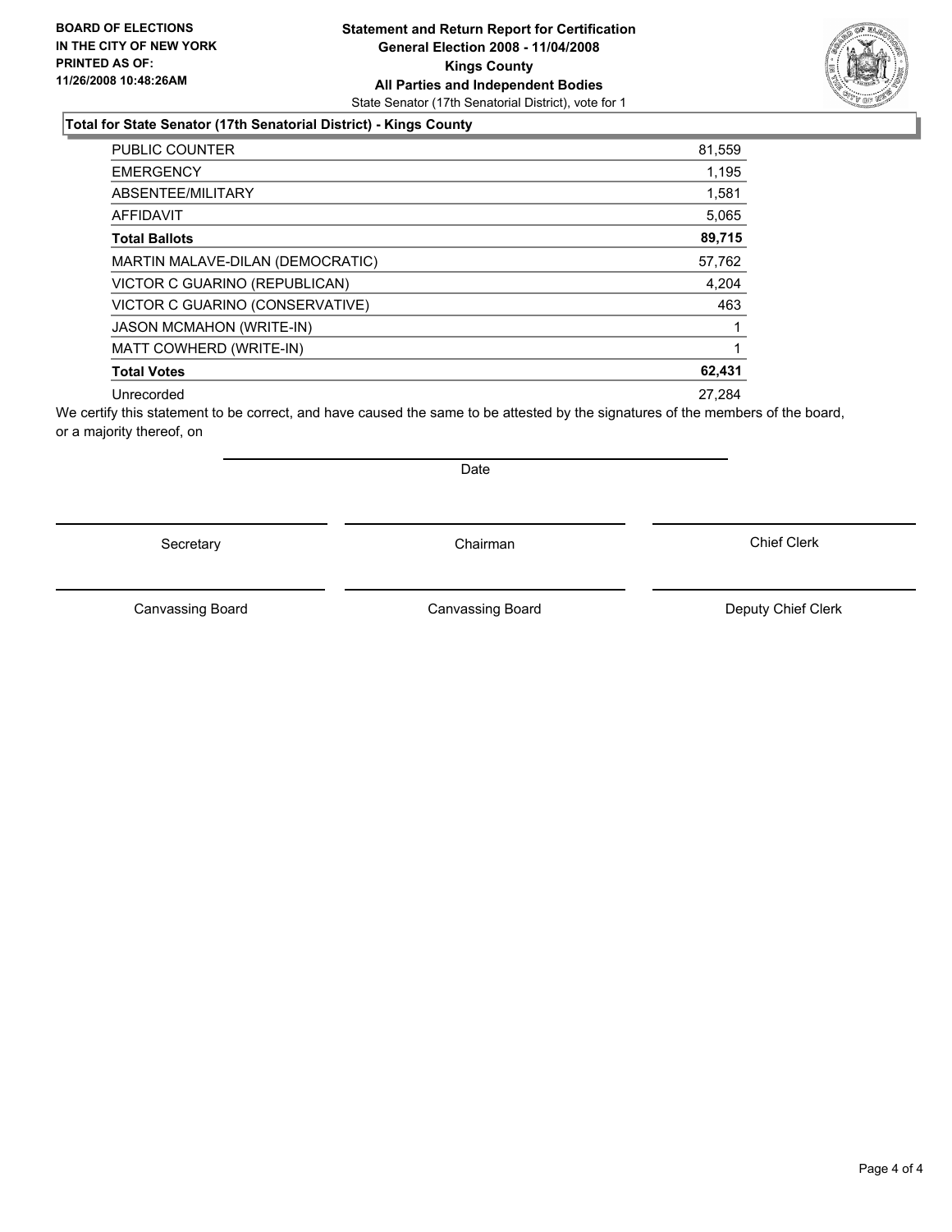**BOARD OF ELECTIONS IN THE CITY OF NEW YORK PRINTED AS OF: 11/26/2008 10:48:26AM**

**Statement and Return Report for Certification**
**General Election 2008 - 11/04/2008**
**Kings County**
**All Parties and Independent Bodies**
State Senator (17th Senatorial District), vote for 1

### Total for State Senator (17th Senatorial District) - Kings County

| | |
|---|---|
| PUBLIC COUNTER | 81,559 |
| EMERGENCY | 1,195 |
| ABSENTEE/MILITARY | 1,581 |
| AFFIDAVIT | 5,065 |
| **Total Ballots** | **89,715** |
| MARTIN MALAVE-DILAN (DEMOCRATIC) | 57,762 |
| VICTOR C GUARINO (REPUBLICAN) | 4,204 |
| VICTOR C GUARINO (CONSERVATIVE) | 463 |
| JASON MCMAHON (WRITE-IN) | 1 |
| MATT COWHERD (WRITE-IN) | 1 |
| **Total Votes** | **62,431** |
| Unrecorded | 27,284 |

We certify this statement to be correct, and have caused the same to be attested by the signatures of the members of the board, or a majority thereof, on

Date

Secretary | Chairman | Chief Clerk

Canvassing Board | Canvassing Board | Deputy Chief Clerk